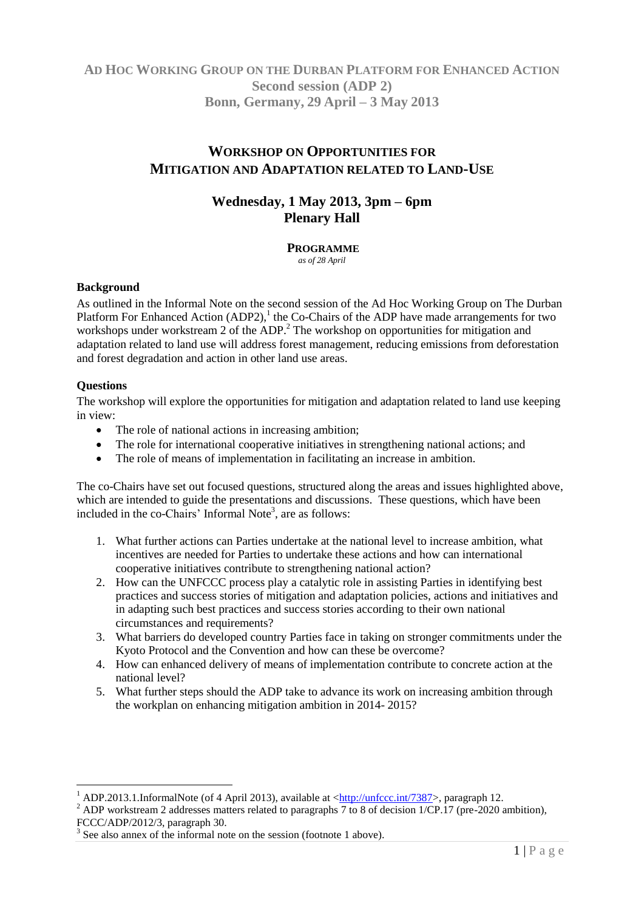# Ad Hoc Working Group on the Durban Platform for Enhanced Action

**Second session (ADP 2)**
**Bonn, Germany, 29 April – 3 May 2013**

## Workshop on Opportunities for Mitigation and Adaptation related to Land-Use

### Wednesday, 1 May 2013, 3pm – 6pm
### Plenary Hall

**Programme**

*as of 28 April*

**Background**

As outlined in the Informal Note on the second session of the Ad Hoc Working Group on The Durban Platform For Enhanced Action (ADP2),[1] the Co-Chairs of the ADP have made arrangements for two workshops under workstream 2 of the ADP.[2] The workshop on opportunities for mitigation and adaptation related to land use will address forest management, reducing emissions from deforestation and forest degradation and action in other land use areas.

**Questions**

The workshop will explore the opportunities for mitigation and adaptation related to land use keeping in view:

- The role of national actions in increasing ambition;
- The role for international cooperative initiatives in strengthening national actions; and
- The role of means of implementation in facilitating an increase in ambition.

The co-Chairs have set out focused questions, structured along the areas and issues highlighted above, which are intended to guide the presentations and discussions. These questions, which have been included in the co-Chairs' Informal Note[3], are as follows:

1. What further actions can Parties undertake at the national level to increase ambition, what incentives are needed for Parties to undertake these actions and how can international cooperative initiatives contribute to strengthening national action?
2. How can the UNFCCC process play a catalytic role in assisting Parties in identifying best practices and success stories of mitigation and adaptation policies, actions and initiatives and in adapting such best practices and success stories according to their own national circumstances and requirements?
3. What barriers do developed country Parties face in taking on stronger commitments under the Kyoto Protocol and the Convention and how can these be overcome?
4. How can enhanced delivery of means of implementation contribute to concrete action at the national level?
5. What further steps should the ADP take to advance its work on increasing ambition through the workplan on enhancing mitigation ambition in 2014- 2015?

---

[1] ADP.2013.1.InformalNote (of 4 April 2013), available at <http://unfccc.int/7387>, paragraph 12.

[2] ADP workstream 2 addresses matters related to paragraphs 7 to 8 of decision 1/CP.17 (pre-2020 ambition), FCCC/ADP/2012/3, paragraph 30.

[3] See also annex of the informal note on the session (footnote 1 above).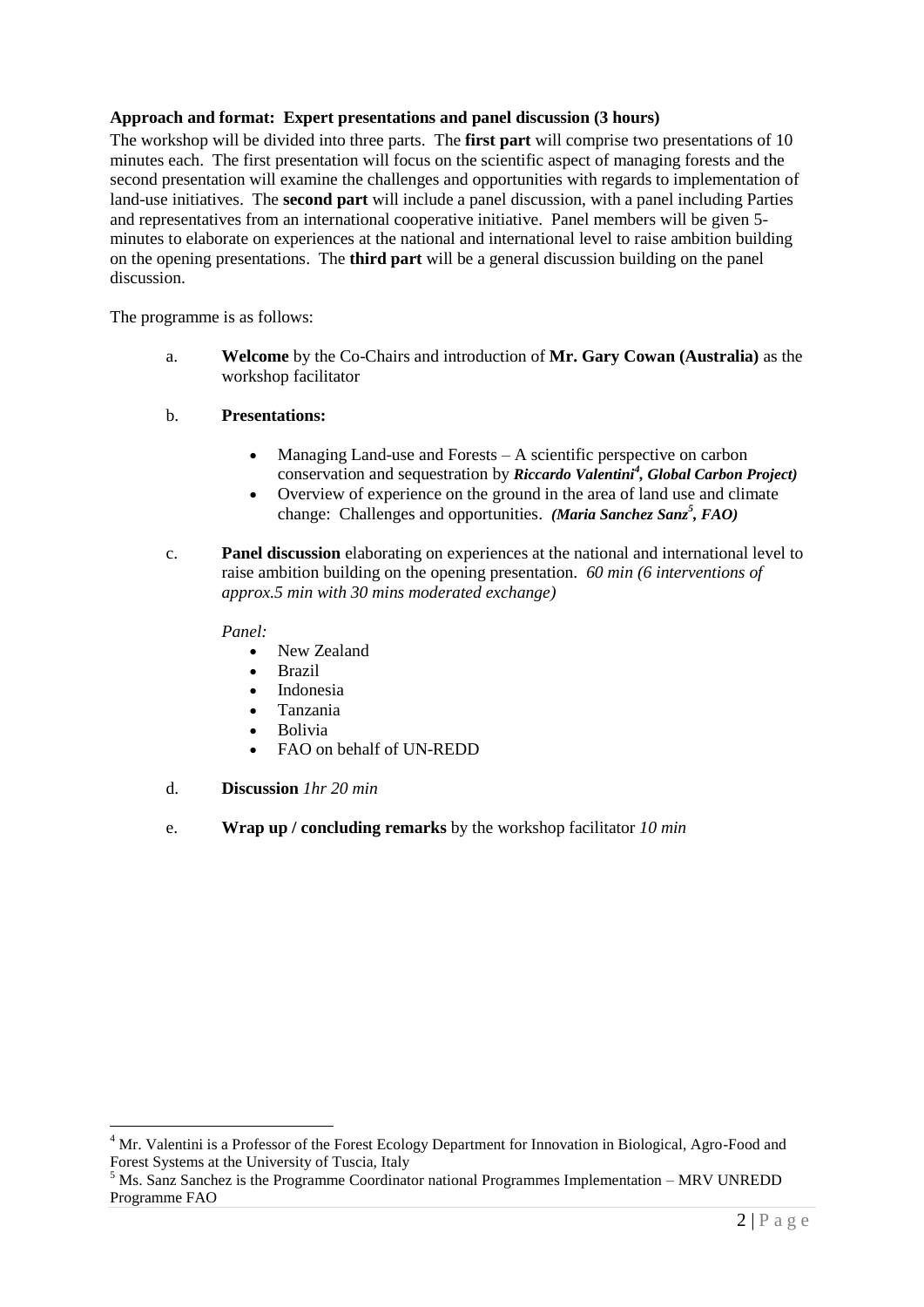**Approach and format: Expert presentations and panel discussion (3 hours)**

The workshop will be divided into three parts. The **first part** will comprise two presentations of 10 minutes each. The first presentation will focus on the scientific aspect of managing forests and the second presentation will examine the challenges and opportunities with regards to implementation of land-use initiatives. The **second part** will include a panel discussion, with a panel including Parties and representatives from an international cooperative initiative. Panel members will be given 5-minutes to elaborate on experiences at the national and international level to raise ambition building on the opening presentations. The **third part** will be a general discussion building on the panel discussion.

The programme is as follows:

a. **Welcome** by the Co-Chairs and introduction of **Mr. Gary Cowan (Australia)** as the workshop facilitator

b. **Presentations:**

- Managing Land-use and Forests – A scientific perspective on carbon conservation and sequestration by ***Riccardo Valentini[4], Global Carbon Project)***
- Overview of experience on the ground in the area of land use and climate change: Challenges and opportunities. ***(Maria Sanchez Sanz[5], FAO)***

c. **Panel discussion** elaborating on experiences at the national and international level to raise ambition building on the opening presentation. *60 min (6 interventions of approx.5 min with 30 mins moderated exchange)*

*Panel:*

- New Zealand
- Brazil
- Indonesia
- Tanzania
- Bolivia
- FAO on behalf of UN-REDD

d. **Discussion** *1hr 20 min*

e. **Wrap up / concluding remarks** by the workshop facilitator *10 min*

---

[4] Mr. Valentini is a Professor of the Forest Ecology Department for Innovation in Biological, Agro-Food and Forest Systems at the University of Tuscia, Italy

[5] Ms. Sanz Sanchez is the Programme Coordinator national Programmes Implementation – MRV UNREDD Programme FAO